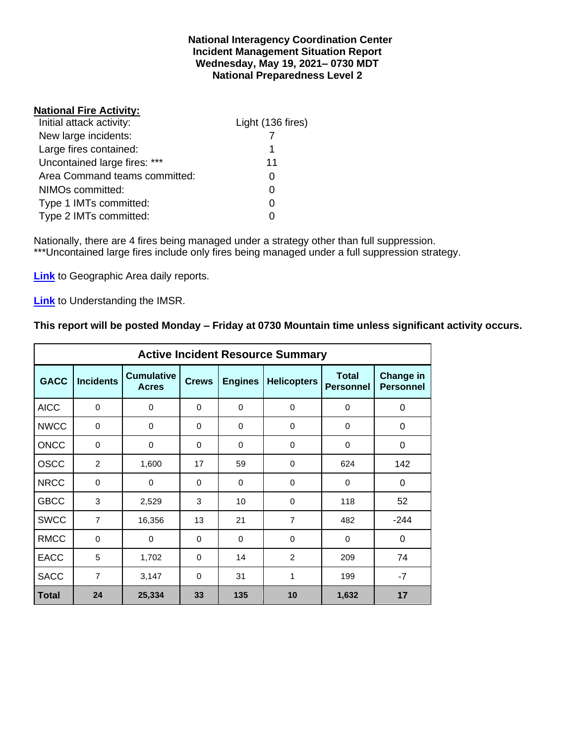**National Interagency Coordination Center**
**Incident Management Situation Report**
**Wednesday, May 19, 2021– 0730 MDT**
**National Preparedness Level 2**

**National Fire Activity:**

| | |
|---|---|
| Initial attack activity: | Light (136 fires) |
| New large incidents: | 7 |
| Large fires contained: | 1 |
| Uncontained large fires: *** | 11 |
| Area Command teams committed: | 0 |
| NIMOs committed: | 0 |
| Type 1 IMTs committed: | 0 |
| Type 2 IMTs committed: | 0 |

Nationally, there are 4 fires being managed under a strategy other than full suppression.
***Uncontained large fires include only fires being managed under a full suppression strategy.

**Link** to Geographic Area daily reports.

**Link** to Understanding the IMSR.

**This report will be posted Monday – Friday at 0730 Mountain time unless significant activity occurs.**

**Active Incident Resource Summary**

| GACC | Incidents | Cumulative Acres | Crews | Engines | Helicopters | Total Personnel | Change in Personnel |
|---|---|---|---|---|---|---|---|
| AICC | 0 | 0 | 0 | 0 | 0 | 0 | 0 |
| NWCC | 0 | 0 | 0 | 0 | 0 | 0 | 0 |
| ONCC | 0 | 0 | 0 | 0 | 0 | 0 | 0 |
| OSCC | 2 | 1,600 | 17 | 59 | 0 | 624 | 142 |
| NRCC | 0 | 0 | 0 | 0 | 0 | 0 | 0 |
| GBCC | 3 | 2,529 | 3 | 10 | 0 | 118 | 52 |
| SWCC | 7 | 16,356 | 13 | 21 | 7 | 482 | -244 |
| RMCC | 0 | 0 | 0 | 0 | 0 | 0 | 0 |
| EACC | 5 | 1,702 | 0 | 14 | 2 | 209 | 74 |
| SACC | 7 | 3,147 | 0 | 31 | 1 | 199 | -7 |
| **Total** | **24** | **25,334** | **33** | **135** | **10** | **1,632** | **17** |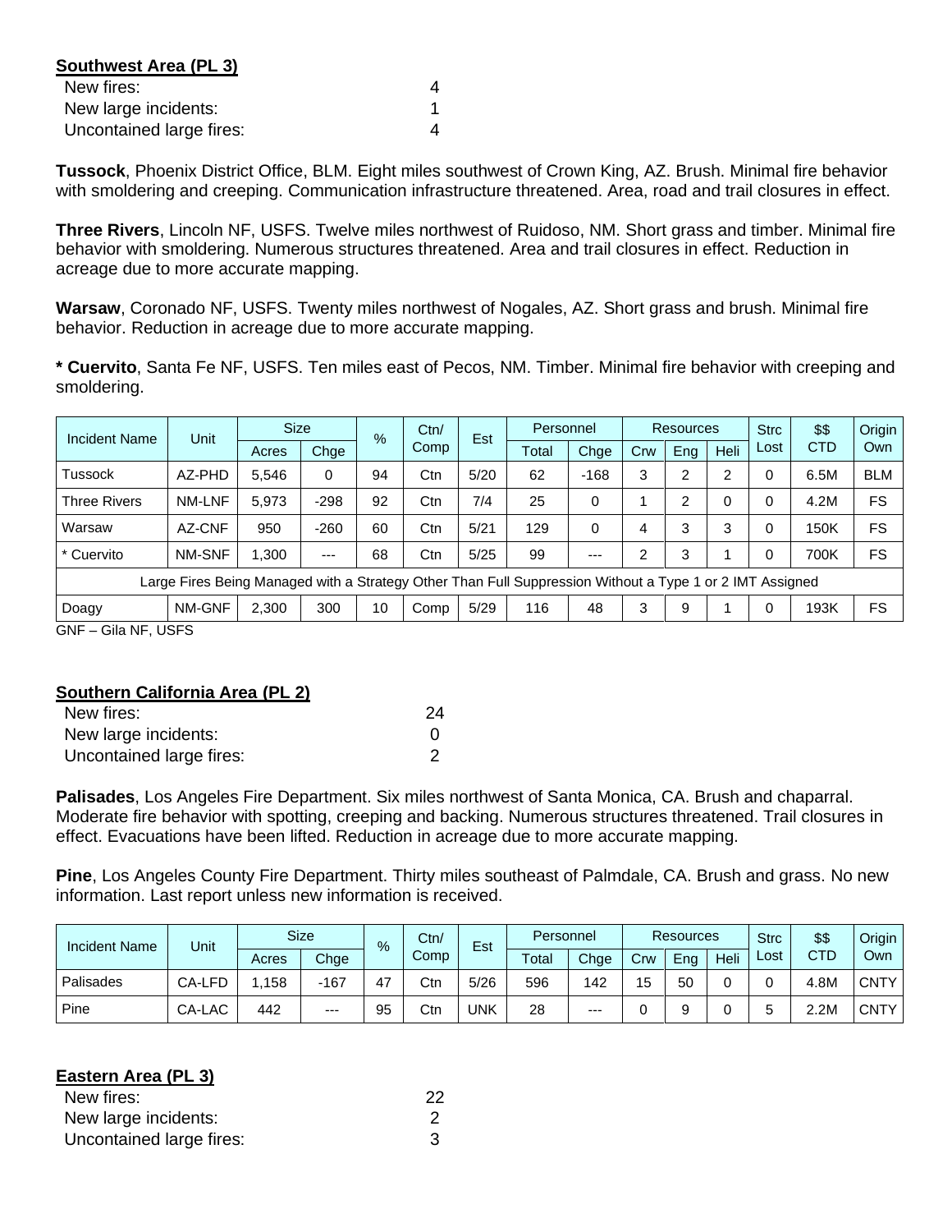**Southwest Area (PL 3)**

| | |
|---|---|
| New fires: | 4 |
| New large incidents: | 1 |
| Uncontained large fires: | 4 |

**Tussock**, Phoenix District Office, BLM. Eight miles southwest of Crown King, AZ. Brush. Minimal fire behavior with smoldering and creeping. Communication infrastructure threatened. Area, road and trail closures in effect.

**Three Rivers**, Lincoln NF, USFS. Twelve miles northwest of Ruidoso, NM. Short grass and timber. Minimal fire behavior with smoldering. Numerous structures threatened. Area and trail closures in effect. Reduction in acreage due to more accurate mapping.

**Warsaw**, Coronado NF, USFS. Twenty miles northwest of Nogales, AZ. Short grass and brush. Minimal fire behavior. Reduction in acreage due to more accurate mapping.

**\* Cuervito**, Santa Fe NF, USFS. Ten miles east of Pecos, NM. Timber. Minimal fire behavior with creeping and smoldering.

| Incident Name | Unit | Size | | % | Ctn/ Comp | Est | Personnel | | Resources | | | Strc Lost | $$ CTD | Origin Own |
|---|---|---|---|---|---|---|---|---|---|---|---|---|---|---|
| | | Acres | Chge | | | | Total | Chge | Crw | Eng | Heli | | | |
| Tussock | AZ-PHD | 5,546 | 0 | 94 | Ctn | 5/20 | 62 | -168 | 3 | 2 | 2 | 0 | 6.5M | BLM |
| Three Rivers | NM-LNF | 5,973 | -298 | 92 | Ctn | 7/4 | 25 | 0 | 1 | 2 | 0 | 0 | 4.2M | FS |
| Warsaw | AZ-CNF | 950 | -260 | 60 | Ctn | 5/21 | 129 | 0 | 4 | 3 | 3 | 0 | 150K | FS |
| * Cuervito | NM-SNF | 1,300 | --- | 68 | Ctn | 5/25 | 99 | --- | 2 | 3 | 1 | 0 | 700K | FS |
| Large Fires Being Managed with a Strategy Other Than Full Suppression Without a Type 1 or 2 IMT Assigned | | | | | | | | | | | | | | |
| Doagy | NM-GNF | 2,300 | 300 | 10 | Comp | 5/29 | 116 | 48 | 3 | 9 | 1 | 0 | 193K | FS |

GNF – Gila NF, USFS

**Southern California Area (PL 2)**

| | |
|---|---|
| New fires: | 24 |
| New large incidents: | 0 |
| Uncontained large fires: | 2 |

**Palisades**, Los Angeles Fire Department. Six miles northwest of Santa Monica, CA. Brush and chaparral. Moderate fire behavior with spotting, creeping and backing. Numerous structures threatened. Trail closures in effect. Evacuations have been lifted. Reduction in acreage due to more accurate mapping.

**Pine**, Los Angeles County Fire Department. Thirty miles southeast of Palmdale, CA. Brush and grass. No new information. Last report unless new information is received.

| Incident Name | Unit | Size | | % | Ctn/ Comp | Est | Personnel | | Resources | | | Strc Lost | $$ CTD | Origin Own |
|---|---|---|---|---|---|---|---|---|---|---|---|---|---|---|
| | | Acres | Chge | | | | Total | Chge | Crw | Eng | Heli | | | |
| Palisades | CA-LFD | 1,158 | -167 | 47 | Ctn | 5/26 | 596 | 142 | 15 | 50 | 0 | 0 | 4.8M | CNTY |
| Pine | CA-LAC | 442 | --- | 95 | Ctn | UNK | 28 | --- | 0 | 9 | 0 | 5 | 2.2M | CNTY |

**Eastern Area (PL 3)**

| | |
|---|---|
| New fires: | 22 |
| New large incidents: | 2 |
| Uncontained large fires: | 3 |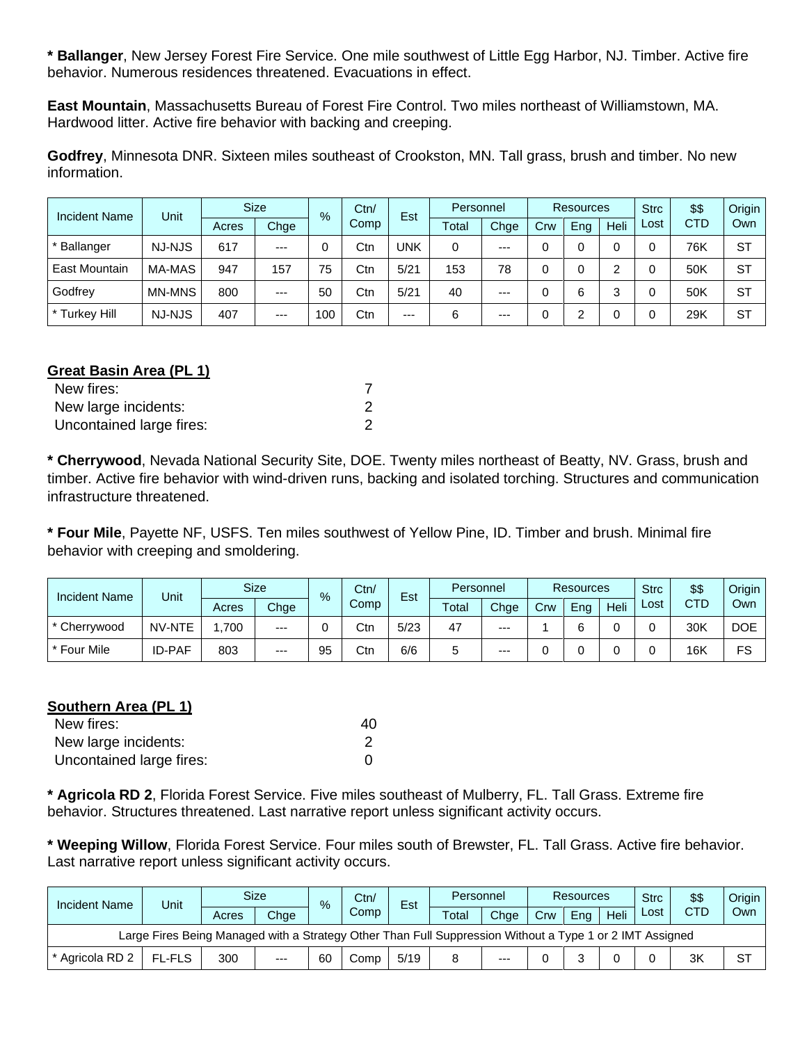**\* Ballanger**, New Jersey Forest Fire Service. One mile southwest of Little Egg Harbor, NJ. Timber. Active fire behavior. Numerous residences threatened. Evacuations in effect.

**East Mountain**, Massachusetts Bureau of Forest Fire Control. Two miles northeast of Williamstown, MA. Hardwood litter. Active fire behavior with backing and creeping.

**Godfrey**, Minnesota DNR. Sixteen miles southeast of Crookston, MN. Tall grass, brush and timber. No new information.

| Incident Name | Unit | Size | | % | Ctn/ Comp | Est | Personnel | | Resources | | | Strc Lost | $$ CTD | Origin Own |
|---|---|---|---|---|---|---|---|---|---|---|---|---|---|---|
| | | Acres | Chge | | | | Total | Chge | Crw | Eng | Heli | | | |
| * Ballanger | NJ-NJS | 617 | --- | 0 | Ctn | UNK | 0 | --- | 0 | 0 | 0 | 0 | 76K | ST |
| East Mountain | MA-MAS | 947 | 157 | 75 | Ctn | 5/21 | 153 | 78 | 0 | 0 | 2 | 0 | 50K | ST |
| Godfrey | MN-MNS | 800 | --- | 50 | Ctn | 5/21 | 40 | --- | 0 | 6 | 3 | 0 | 50K | ST |
| * Turkey Hill | NJ-NJS | 407 | --- | 100 | Ctn | --- | 6 | --- | 0 | 2 | 0 | 0 | 29K | ST |

**Great Basin Area (PL 1)**

| | |
|---|---|
| New fires: | 7 |
| New large incidents: | 2 |
| Uncontained large fires: | 2 |

**\* Cherrywood**, Nevada National Security Site, DOE. Twenty miles northeast of Beatty, NV. Grass, brush and timber. Active fire behavior with wind-driven runs, backing and isolated torching. Structures and communication infrastructure threatened.

**\* Four Mile**, Payette NF, USFS. Ten miles southwest of Yellow Pine, ID. Timber and brush. Minimal fire behavior with creeping and smoldering.

| Incident Name | Unit | Size | | % | Ctn/ Comp | Est | Personnel | | Resources | | | Strc Lost | $$ CTD | Origin Own |
|---|---|---|---|---|---|---|---|---|---|---|---|---|---|---|
| | | Acres | Chge | | | | Total | Chge | Crw | Eng | Heli | | | |
| * Cherrywood | NV-NTE | 1,700 | --- | 0 | Ctn | 5/23 | 47 | --- | 1 | 6 | 0 | 0 | 30K | DOE |
| * Four Mile | ID-PAF | 803 | --- | 95 | Ctn | 6/6 | 5 | --- | 0 | 0 | 0 | 0 | 16K | FS |

**Southern Area (PL 1)**

| | |
|---|---|
| New fires: | 40 |
| New large incidents: | 2 |
| Uncontained large fires: | 0 |

**\* Agricola RD 2**, Florida Forest Service. Five miles southeast of Mulberry, FL. Tall Grass. Extreme fire behavior. Structures threatened. Last narrative report unless significant activity occurs.

**\* Weeping Willow**, Florida Forest Service. Four miles south of Brewster, FL. Tall Grass. Active fire behavior. Last narrative report unless significant activity occurs.

| Incident Name | Unit | Size | | % | Ctn/ Comp | Est | Personnel | | Resources | | | Strc Lost | $$ CTD | Origin Own |
|---|---|---|---|---|---|---|---|---|---|---|---|---|---|---|
| | | Acres | Chge | | | | Total | Chge | Crw | Eng | Heli | | | |
| Large Fires Being Managed with a Strategy Other Than Full Suppression Without a Type 1 or 2 IMT Assigned | | | | | | | | | | | | | | |
| * Agricola RD 2 | FL-FLS | 300 | --- | 60 | Comp | 5/19 | 8 | --- | 0 | 3 | 0 | 0 | 3K | ST |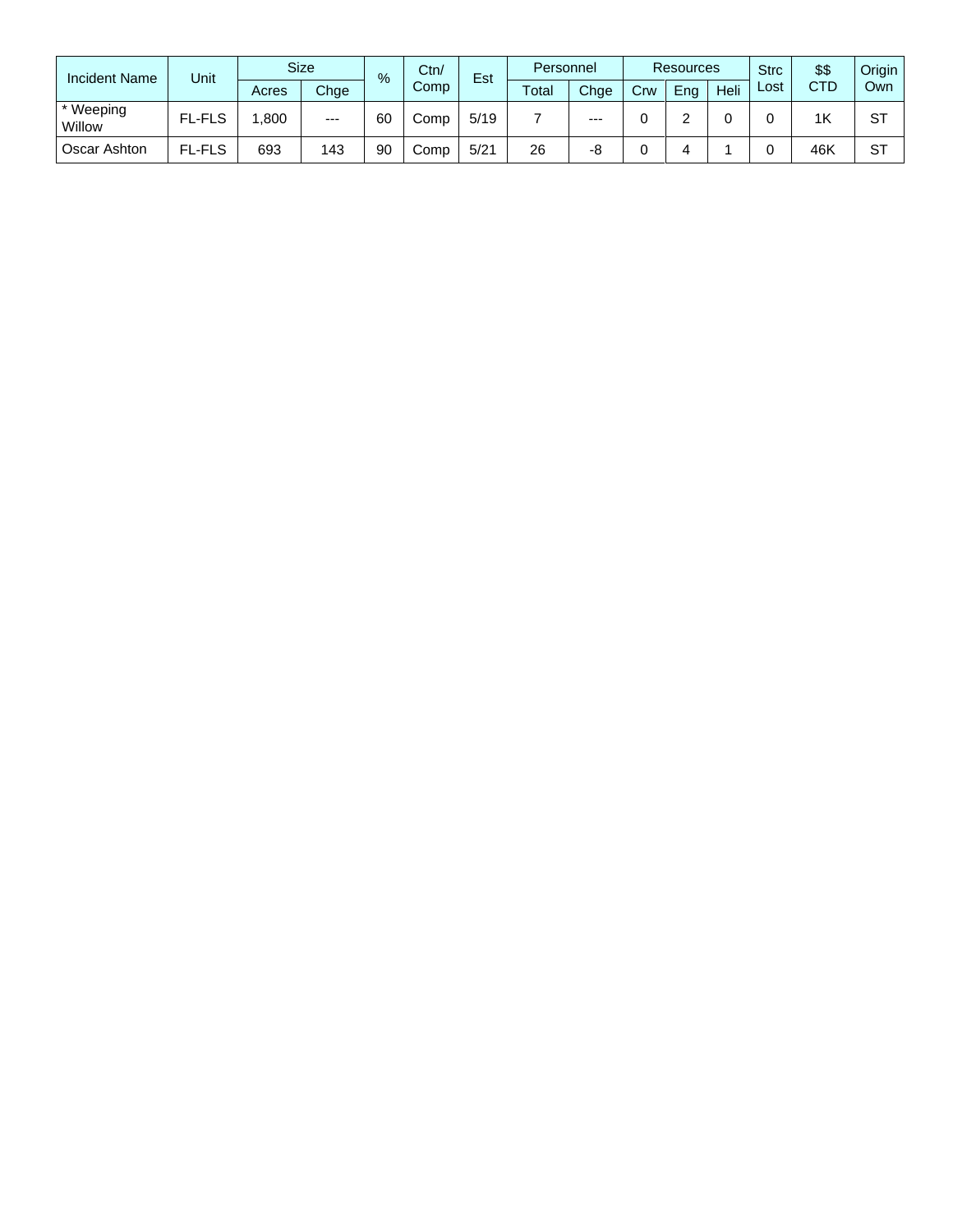| Incident Name | Unit | Size | | % | Ctn/ Comp | Est | Personnel | | Resources | | | Strc Lost | $$ CTD | Origin Own |
|---|---|---|---|---|---|---|---|---|---|---|---|---|---|---|
| | | Acres | Chge | | | | Total | Chge | Crw | Eng | Heli | | | |
| * Weeping Willow | FL-FLS | 1,800 | --- | 60 | Comp | 5/19 | 7 | --- | 0 | 2 | 0 | 0 | 1K | ST |
| Oscar Ashton | FL-FLS | 693 | 143 | 90 | Comp | 5/21 | 26 | -8 | 0 | 4 | 1 | 0 | 46K | ST |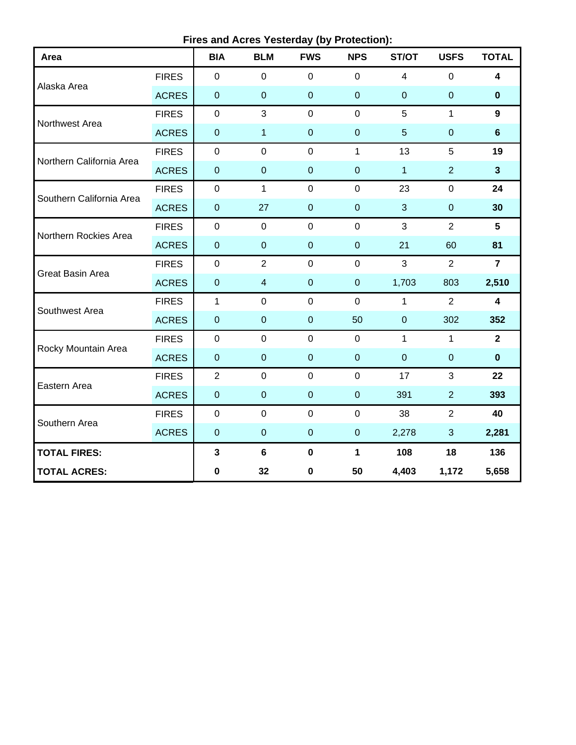**Fires and Acres Yesterday (by Protection):**

| Area | | BIA | BLM | FWS | NPS | ST/OT | USFS | TOTAL |
|---|---|---|---|---|---|---|---|---|
| Alaska Area | FIRES | 0 | 0 | 0 | 0 | 4 | 0 | **4** |
| | ACRES | 0 | 0 | 0 | 0 | 0 | 0 | **0** |
| Northwest Area | FIRES | 0 | 3 | 0 | 0 | 5 | 1 | **9** |
| | ACRES | 0 | 1 | 0 | 0 | 5 | 0 | **6** |
| Northern California Area | FIRES | 0 | 0 | 0 | 1 | 13 | 5 | **19** |
| | ACRES | 0 | 0 | 0 | 0 | 1 | 2 | **3** |
| Southern California Area | FIRES | 0 | 1 | 0 | 0 | 23 | 0 | **24** |
| | ACRES | 0 | 27 | 0 | 0 | 3 | 0 | **30** |
| Northern Rockies Area | FIRES | 0 | 0 | 0 | 0 | 3 | 2 | **5** |
| | ACRES | 0 | 0 | 0 | 0 | 21 | 60 | **81** |
| Great Basin Area | FIRES | 0 | 2 | 0 | 0 | 3 | 2 | **7** |
| | ACRES | 0 | 4 | 0 | 0 | 1,703 | 803 | **2,510** |
| Southwest Area | FIRES | 1 | 0 | 0 | 0 | 1 | 2 | **4** |
| | ACRES | 0 | 0 | 0 | 50 | 0 | 302 | **352** |
| Rocky Mountain Area | FIRES | 0 | 0 | 0 | 0 | 1 | 1 | **2** |
| | ACRES | 0 | 0 | 0 | 0 | 0 | 0 | **0** |
| Eastern Area | FIRES | 2 | 0 | 0 | 0 | 17 | 3 | **22** |
| | ACRES | 0 | 0 | 0 | 0 | 391 | 2 | **393** |
| Southern Area | FIRES | 0 | 0 | 0 | 0 | 38 | 2 | **40** |
| | ACRES | 0 | 0 | 0 | 0 | 2,278 | 3 | **2,281** |
| **TOTAL FIRES:** | | **3** | **6** | **0** | **1** | **108** | **18** | **136** |
| **TOTAL ACRES:** | | **0** | **32** | **0** | **50** | **4,403** | **1,172** | **5,658** |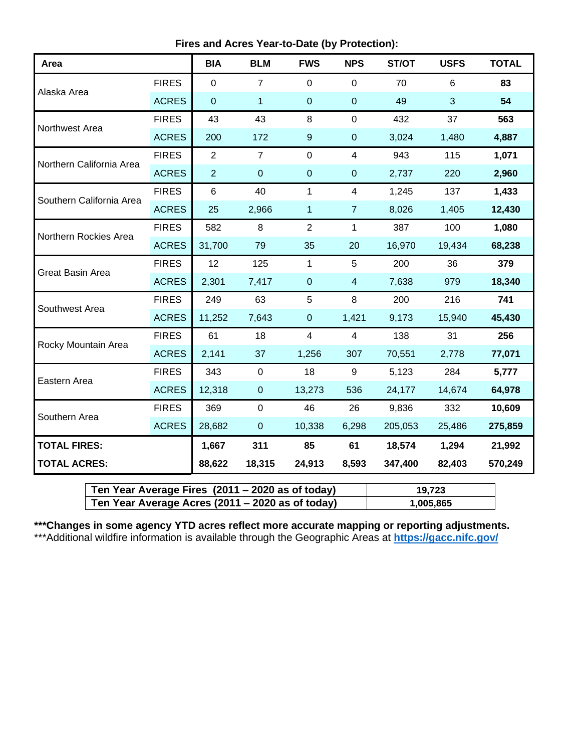**Fires and Acres Year-to-Date (by Protection):**

| Area | | BIA | BLM | FWS | NPS | ST/OT | USFS | TOTAL |
|---|---|---|---|---|---|---|---|---|
| Alaska Area | FIRES | 0 | 7 | 0 | 0 | 70 | 6 | **83** |
| | ACRES | 0 | 1 | 0 | 0 | 49 | 3 | **54** |
| Northwest Area | FIRES | 43 | 43 | 8 | 0 | 432 | 37 | **563** |
| | ACRES | 200 | 172 | 9 | 0 | 3,024 | 1,480 | **4,887** |
| Northern California Area | FIRES | 2 | 7 | 0 | 4 | 943 | 115 | **1,071** |
| | ACRES | 2 | 0 | 0 | 0 | 2,737 | 220 | **2,960** |
| Southern California Area | FIRES | 6 | 40 | 1 | 4 | 1,245 | 137 | **1,433** |
| | ACRES | 25 | 2,966 | 1 | 7 | 8,026 | 1,405 | **12,430** |
| Northern Rockies Area | FIRES | 582 | 8 | 2 | 1 | 387 | 100 | **1,080** |
| | ACRES | 31,700 | 79 | 35 | 20 | 16,970 | 19,434 | **68,238** |
| Great Basin Area | FIRES | 12 | 125 | 1 | 5 | 200 | 36 | **379** |
| | ACRES | 2,301 | 7,417 | 0 | 4 | 7,638 | 979 | **18,340** |
| Southwest Area | FIRES | 249 | 63 | 5 | 8 | 200 | 216 | **741** |
| | ACRES | 11,252 | 7,643 | 0 | 1,421 | 9,173 | 15,940 | **45,430** |
| Rocky Mountain Area | FIRES | 61 | 18 | 4 | 4 | 138 | 31 | **256** |
| | ACRES | 2,141 | 37 | 1,256 | 307 | 70,551 | 2,778 | **77,071** |
| Eastern Area | FIRES | 343 | 0 | 18 | 9 | 5,123 | 284 | **5,777** |
| | ACRES | 12,318 | 0 | 13,273 | 536 | 24,177 | 14,674 | **64,978** |
| Southern Area | FIRES | 369 | 0 | 46 | 26 | 9,836 | 332 | **10,609** |
| | ACRES | 28,682 | 0 | 10,338 | 6,298 | 205,053 | 25,486 | **275,859** |
| **TOTAL FIRES:** | | **1,667** | **311** | **85** | **61** | **18,574** | **1,294** | **21,992** |
| **TOTAL ACRES:** | | **88,622** | **18,315** | **24,913** | **8,593** | **347,400** | **82,403** | **570,249** |

| | |
|---|---|
| **Ten Year Average Fires (2011 – 2020 as of today)** | **19,723** |
| **Ten Year Average Acres (2011 – 2020 as of today)** | **1,005,865** |

*****Changes in some agency YTD acres reflect more accurate mapping or reporting adjustments.**

***Additional wildfire information is available through the Geographic Areas at **https://gacc.nifc.gov/**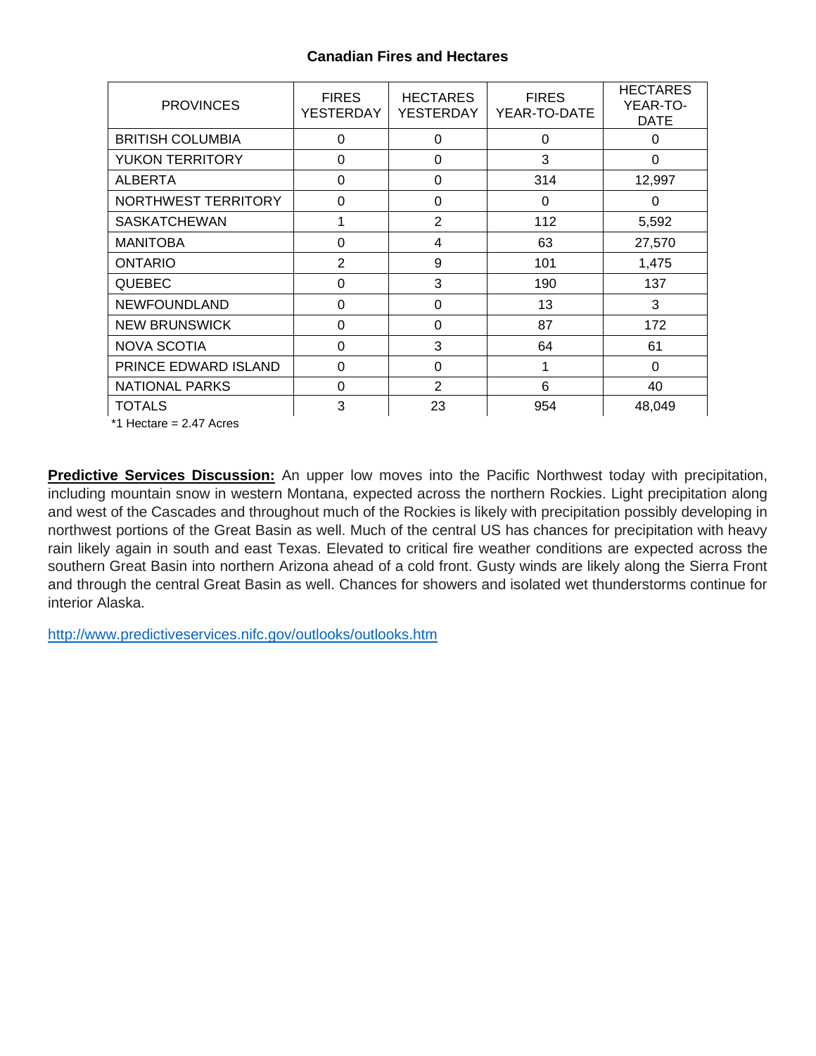**Canadian Fires and Hectares**

| PROVINCES | FIRES YESTERDAY | HECTARES YESTERDAY | FIRES YEAR-TO-DATE | HECTARES YEAR-TO-DATE |
|---|---|---|---|---|
| BRITISH COLUMBIA | 0 | 0 | 0 | 0 |
| YUKON TERRITORY | 0 | 0 | 3 | 0 |
| ALBERTA | 0 | 0 | 314 | 12,997 |
| NORTHWEST TERRITORY | 0 | 0 | 0 | 0 |
| SASKATCHEWAN | 1 | 2 | 112 | 5,592 |
| MANITOBA | 0 | 4 | 63 | 27,570 |
| ONTARIO | 2 | 9 | 101 | 1,475 |
| QUEBEC | 0 | 3 | 190 | 137 |
| NEWFOUNDLAND | 0 | 0 | 13 | 3 |
| NEW BRUNSWICK | 0 | 0 | 87 | 172 |
| NOVA SCOTIA | 0 | 3 | 64 | 61 |
| PRINCE EDWARD ISLAND | 0 | 0 | 1 | 0 |
| NATIONAL PARKS | 0 | 2 | 6 | 40 |
| TOTALS | 3 | 23 | 954 | 48,049 |

*1 Hectare = 2.47 Acres

**Predictive Services Discussion:** An upper low moves into the Pacific Northwest today with precipitation, including mountain snow in western Montana, expected across the northern Rockies. Light precipitation along and west of the Cascades and throughout much of the Rockies is likely with precipitation possibly developing in northwest portions of the Great Basin as well. Much of the central US has chances for precipitation with heavy rain likely again in south and east Texas. Elevated to critical fire weather conditions are expected across the southern Great Basin into northern Arizona ahead of a cold front. Gusty winds are likely along the Sierra Front and through the central Great Basin as well. Chances for showers and isolated wet thunderstorms continue for interior Alaska.

http://www.predictiveservices.nifc.gov/outlooks/outlooks.htm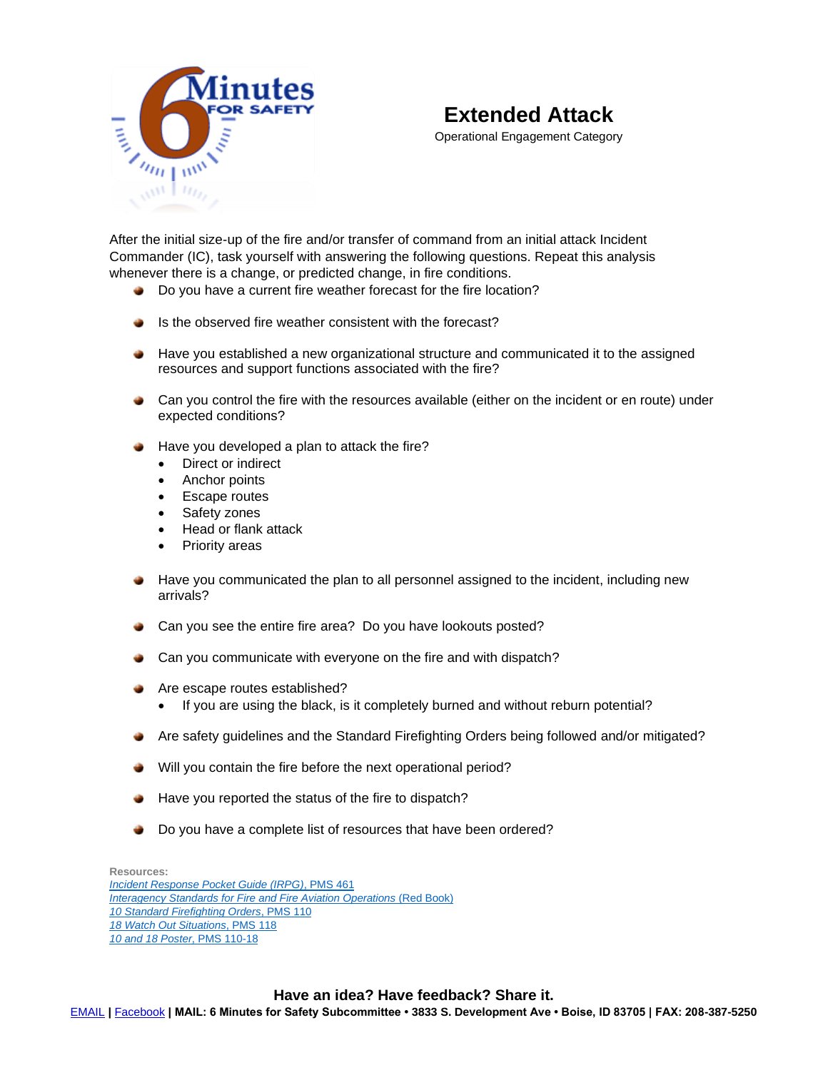# Extended Attack

Operational Engagement Category

After the initial size-up of the fire and/or transfer of command from an initial attack Incident Commander (IC), task yourself with answering the following questions. Repeat this analysis whenever there is a change, or predicted change, in fire conditions.

- Do you have a current fire weather forecast for the fire location?
- Is the observed fire weather consistent with the forecast?
- Have you established a new organizational structure and communicated it to the assigned resources and support functions associated with the fire?
- Can you control the fire with the resources available (either on the incident or en route) under expected conditions?
- Have you developed a plan to attack the fire?
  - Direct or indirect
  - Anchor points
  - Escape routes
  - Safety zones
  - Head or flank attack
  - Priority areas
- Have you communicated the plan to all personnel assigned to the incident, including new arrivals?
- Can you see the entire fire area? Do you have lookouts posted?
- Can you communicate with everyone on the fire and with dispatch?
- Are escape routes established?
  - If you are using the black, is it completely burned and without reburn potential?
- Are safety guidelines and the Standard Firefighting Orders being followed and/or mitigated?
- Will you contain the fire before the next operational period?
- Have you reported the status of the fire to dispatch?
- Do you have a complete list of resources that have been ordered?

**Resources:**
*Incident Response Pocket Guide (IRPG)*, PMS 461
*Interagency Standards for Fire and Fire Aviation Operations* (Red Book)
*10 Standard Firefighting Orders*, PMS 110
*18 Watch Out Situations*, PMS 118
*10 and 18 Poster*, PMS 110-18

**Have an idea? Have feedback? Share it.**

EMAIL | Facebook | **MAIL: 6 Minutes for Safety Subcommittee • 3833 S. Development Ave • Boise, ID 83705 | FAX: 208-387-5250**